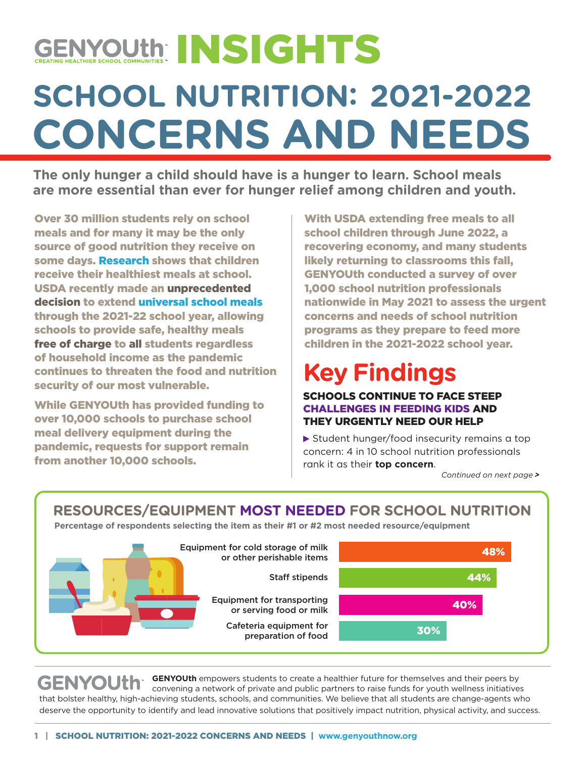# GENYOUth INSIGHTS

CREATING HEALTHIER SCHOOL COMMUNITIES

# SCHOOL NUTRITION: 2021-2022 CONCERNS AND NEEDS

**The only hunger a child should have is a hunger to learn. School meals are more essential than ever for hunger relief among children and youth.**

**Over 30 million students rely on school meals and for many it may be the only source of good nutrition they receive on some days. Research shows that children receive their healthiest meals at school. USDA recently made an unprecedented decision to extend universal school meals through the 2021-22 school year, allowing schools to provide safe, healthy meals free of charge to all students regardless of household income as the pandemic continues to threaten the food and nutrition security of our most vulnerable.**

**While GENYOUth has provided funding to over 10,000 schools to purchase school meal delivery equipment during the pandemic, requests for support remain from another 10,000 schools.**

**With USDA extending free meals to all school children through June 2022, a recovering economy, and many students likely returning to classrooms this fall, GENYOUth conducted a survey of over 1,000 school nutrition professionals nationwide in May 2021 to assess the urgent concerns and needs of school nutrition programs as they prepare to feed more children in the 2021-2022 school year.**

## Key Findings

**SCHOOLS CONTINUE TO FACE STEEP CHALLENGES IN FEEDING KIDS AND THEY URGENTLY NEED OUR HELP**

- Student hunger/food insecurity remains a top concern: 4 in 10 school nutrition professionals rank it as their **top concern**.

*Continued on next page >*

### RESOURCES/EQUIPMENT MOST NEEDED FOR SCHOOL NUTRITION

**Percentage of respondents selecting the item as their #1 or #2 most needed resource/equipment**

| Resource/Equipment | Percentage |
|---|---|
| Equipment for cold storage of milk or other perishable items | 48% |
| Staff stipends | 44% |
| Equipment for transporting or serving food or milk | 40% |
| Cafeteria equipment for preparation of food | 30% |

**GENYOUth** empowers students to create a healthier future for themselves and their peers by convening a network of private and public partners to raise funds for youth wellness initiatives that bolster healthy, high-achieving students, schools, and communities. We believe that all students are change-agents who deserve the opportunity to identify and lead innovative solutions that positively impact nutrition, physical activity, and success.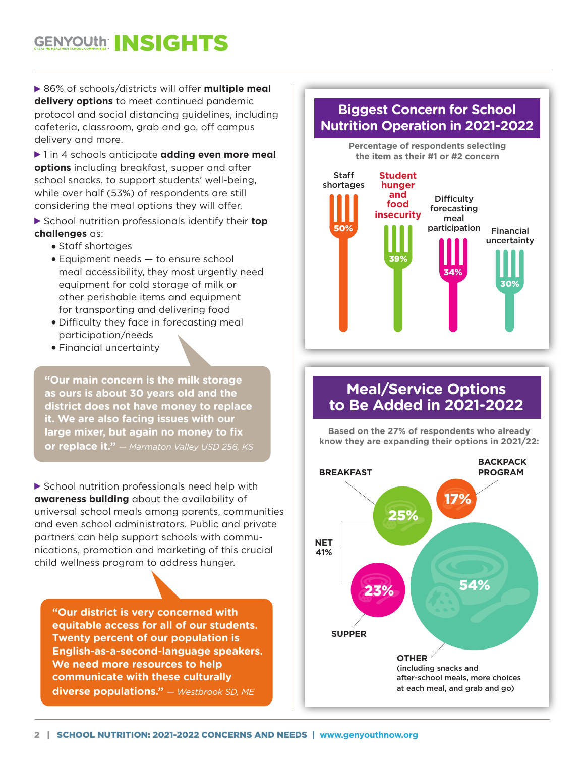# GENYOUth INSIGHTS

▶ 86% of schools/districts will offer **multiple meal delivery options** to meet continued pandemic protocol and social distancing guidelines, including cafeteria, classroom, grab and go, off campus delivery and more.

▶ 1 in 4 schools anticipate **adding even more meal options** including breakfast, supper and after school snacks, to support students' well-being, while over half (53%) of respondents are still considering the meal options they will offer.

▶ School nutrition professionals identify their **top challenges** as:

- Staff shortages
- Equipment needs — to ensure school meal accessibility, they most urgently need equipment for cold storage of milk or other perishable items and equipment for transporting and delivering food
- Difficulty they face in forecasting meal participation/needs
- Financial uncertainty

**"Our main concern is the milk storage as ours is about 30 years old and the district does not have money to replace it. We are also facing issues with our large mixer, but again no money to fix or replace it."** *— Marmaton Valley USD 256, KS*

▶ School nutrition professionals need help with **awareness building** about the availability of universal school meals among parents, communities and even school administrators. Public and private partners can help support schools with communications, promotion and marketing of this crucial child wellness program to address hunger.

**"Our district is very concerned with equitable access for all of our students. Twenty percent of our population is English-as-a-second-language speakers. We need more resources to help communicate with these culturally diverse populations."** *— Westbrook SD, ME*

## Biggest Concern for School Nutrition Operation in 2021-2022

Percentage of respondents selecting the item as their #1 or #2 concern

| Concern | Percentage |
|---|---|
| Staff shortages | 50% |
| Student hunger and food insecurity | 39% |
| Difficulty forecasting meal participation | 34% |
| Financial uncertainty | 30% |

## Meal/Service Options to Be Added in 2021-2022

Based on the 27% of respondents who already know they are expanding their options in 2021/22:

| Option | Percentage |
|---|---|
| Breakfast | 25% |
| Supper | 23% |
| NET (Breakfast/Supper) | 41% |
| Backpack Program | 17% |
| Other (including snacks and after-school meals, more choices at each meal, and grab and go) | 54% |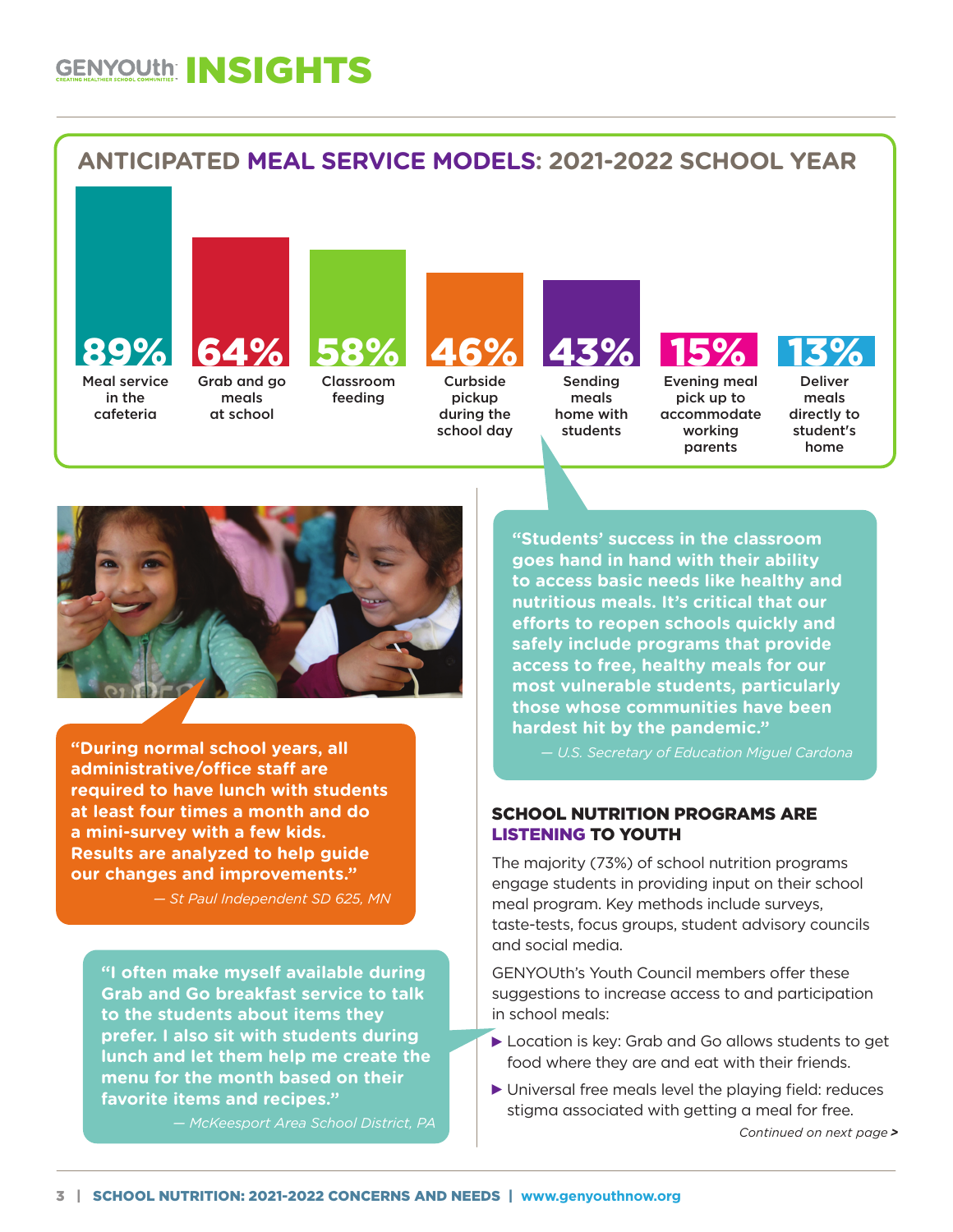# GENYOUth INSIGHTS

## ANTICIPATED MEAL SERVICE MODELS: 2021-2022 SCHOOL YEAR

| Meal service model | Percent |
| --- | --- |
| Meal service in the cafeteria | 89% |
| Grab and go meals at school | 64% |
| Classroom feeding | 58% |
| Curbside pickup during the school day | 46% |
| Sending meals home with students | 43% |
| Evening meal pick up to accommodate working parents | 15% |
| Deliver meals directly to student's home | 13% |

**"During normal school years, all administrative/office staff are required to have lunch with students at least four times a month and do a mini-survey with a few kids. Results are analyzed to help guide our changes and improvements."**

*— St Paul Independent SD 625, MN*

**"I often make myself available during Grab and Go breakfast service to talk to the students about items they prefer. I also sit with students during lunch and let them help me create the menu for the month based on their favorite items and recipes."**

*— McKeesport Area School District, PA*

**"Students' success in the classroom goes hand in hand with their ability to access basic needs like healthy and nutritious meals. It's critical that our efforts to reopen schools quickly and safely include programs that provide access to free, healthy meals for our most vulnerable students, particularly those whose communities have been hardest hit by the pandemic."**

*— U.S. Secretary of Education Miguel Cardona*

### SCHOOL NUTRITION PROGRAMS ARE LISTENING TO YOUTH

The majority (73%) of school nutrition programs engage students in providing input on their school meal program. Key methods include surveys, taste-tests, focus groups, student advisory councils and social media.

GENYOUth's Youth Council members offer these suggestions to increase access to and participation in school meals:

- Location is key: Grab and Go allows students to get food where they are and eat with their friends.
- Universal free meals level the playing field: reduces stigma associated with getting a meal for free.

*Continued on next page >*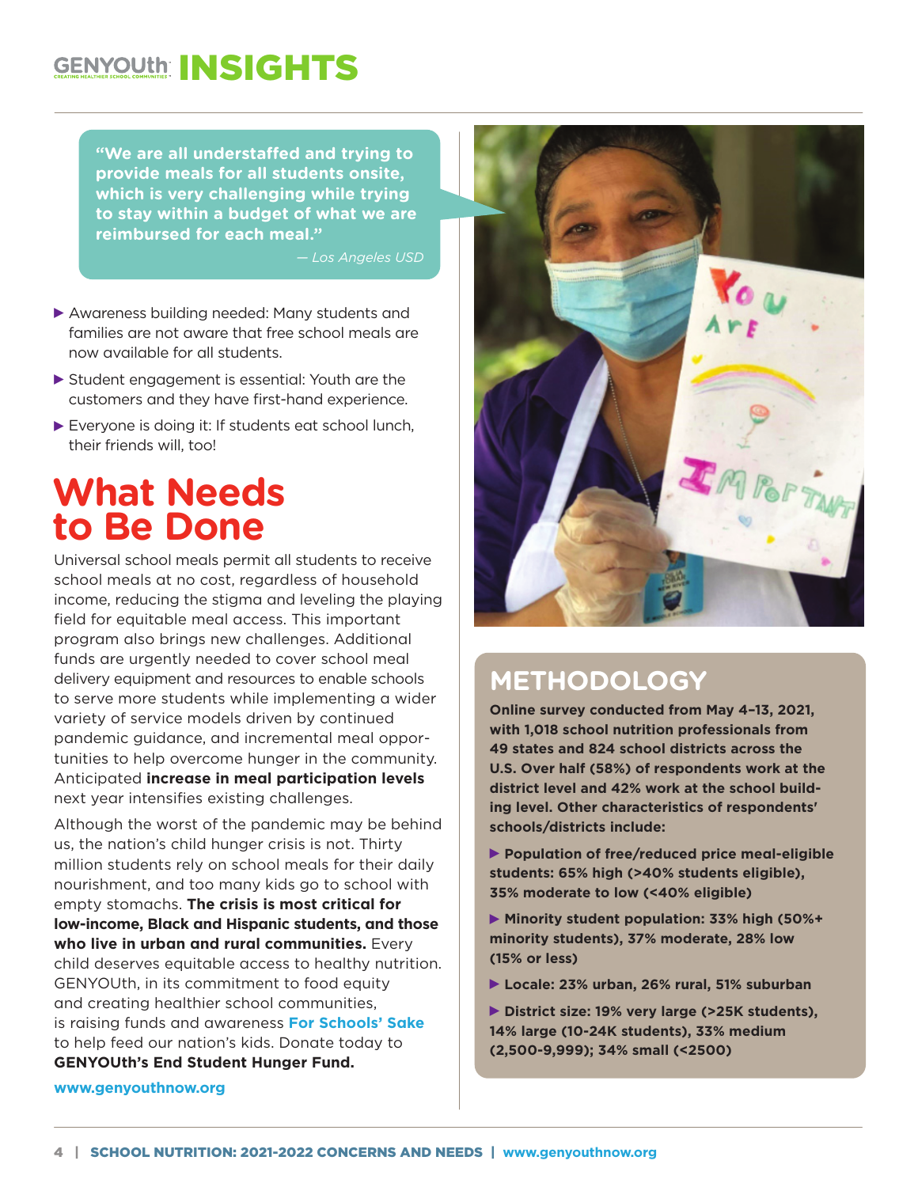"We are all understaffed and trying to provide meals for all students onsite, which is very challenging while trying to stay within a budget of what we are reimbursed for each meal."

*— Los Angeles USD*

- Awareness building needed: Many students and families are not aware that free school meals are now available for all students.
- Student engagement is essential: Youth are the customers and they have first-hand experience.
- Everyone is doing it: If students eat school lunch, their friends will, too!

# What Needs to Be Done

Universal school meals permit all students to receive school meals at no cost, regardless of household income, reducing the stigma and leveling the playing field for equitable meal access. This important program also brings new challenges. Additional funds are urgently needed to cover school meal delivery equipment and resources to enable schools to serve more students while implementing a wider variety of service models driven by continued pandemic guidance, and incremental meal opportunities to help overcome hunger in the community. Anticipated **increase in meal participation levels** next year intensifies existing challenges.

Although the worst of the pandemic may be behind us, the nation's child hunger crisis is not. Thirty million students rely on school meals for their daily nourishment, and too many kids go to school with empty stomachs. **The crisis is most critical for low-income, Black and Hispanic students, and those who live in urban and rural communities.** Every child deserves equitable access to healthy nutrition. GENYOUth, in its commitment to food equity and creating healthier school communities, is raising funds and awareness **For Schools' Sake** to help feed our nation's kids. Donate today to **GENYOUth's End Student Hunger Fund.**

**www.genyouthnow.org**

## METHODOLOGY

**Online survey conducted from May 4–13, 2021, with 1,018 school nutrition professionals from 49 states and 824 school districts across the U.S. Over half (58%) of respondents work at the district level and 42% work at the school building level. Other characteristics of respondents' schools/districts include:**

- **Population of free/reduced price meal-eligible students: 65% high (>40% students eligible), 35% moderate to low (<40% eligible)**
- **Minority student population: 33% high (50%+ minority students), 37% moderate, 28% low (15% or less)**
- **Locale: 23% urban, 26% rural, 51% suburban**
- **District size: 19% very large (>25K students), 14% large (10-24K students), 33% medium (2,500-9,999); 34% small (<2500)**